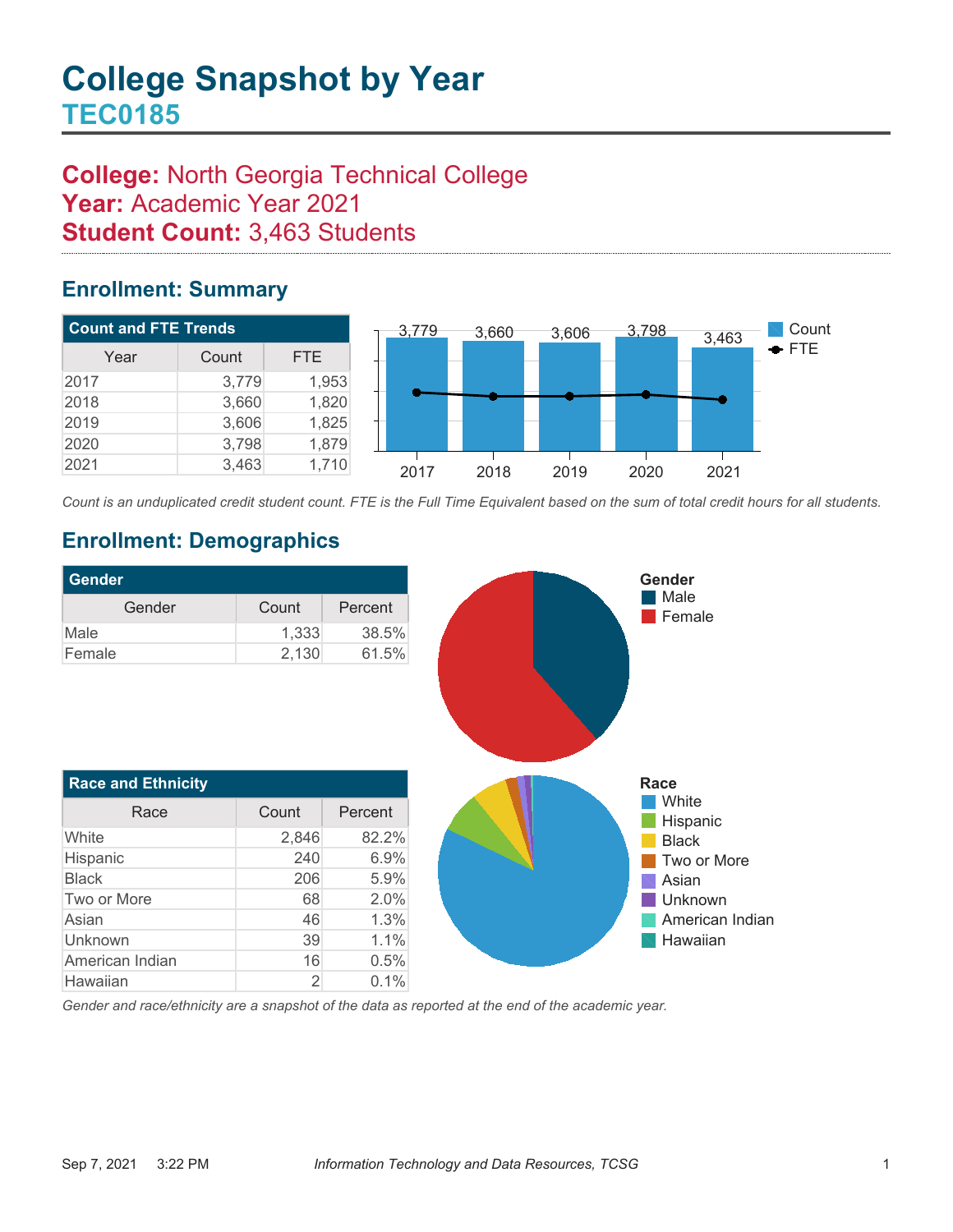# College Snapshot by Year

## TEC0185

**College:** North Georgia Technical College
**Year:** Academic Year 2021
**Student Count:** 3,463 Students

## Enrollment: Summary

| Count and FTE Trends | | |
|---|---|---|
| Year | Count | FTE |
| 2017 | 3,779 | 1,953 |
| 2018 | 3,660 | 1,820 |
| 2019 | 3,606 | 1,825 |
| 2020 | 3,798 | 1,879 |
| 2021 | 3,463 | 1,710 |

*Count is an unduplicated credit student count. FTE is the Full Time Equivalent based on the sum of total credit hours for all students.*

## Enrollment: Demographics

| Gender | | |
|---|---|---|
| Gender | Count | Percent |
| Male | 1,333 | 38.5% |
| Female | 2,130 | 61.5% |

| Race and Ethnicity | | |
|---|---|---|
| Race | Count | Percent |
| White | 2,846 | 82.2% |
| Hispanic | 240 | 6.9% |
| Black | 206 | 5.9% |
| Two or More | 68 | 2.0% |
| Asian | 46 | 1.3% |
| Unknown | 39 | 1.1% |
| American Indian | 16 | 0.5% |
| Hawaiian | 2 | 0.1% |

*Gender and race/ethnicity are a snapshot of the data as reported at the end of the academic year.*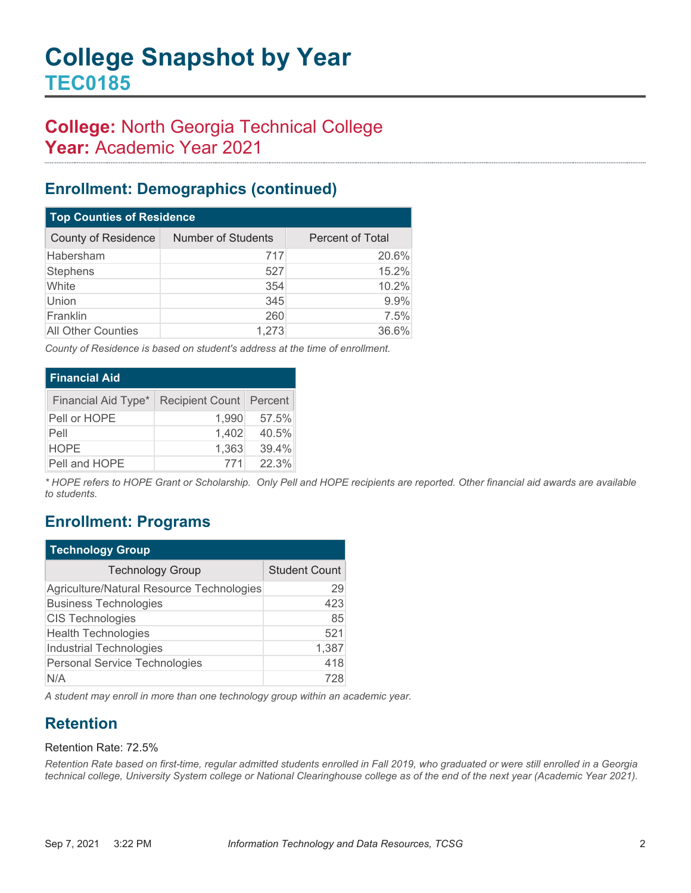# College Snapshot by Year

## TEC0185

## College: North Georgia Technical College
## Year: Academic Year 2021

## Enrollment: Demographics (continued)

**Top Counties of Residence**

| County of Residence | Number of Students | Percent of Total |
|---|---|---|
| Habersham | 717 | 20.6% |
| Stephens | 527 | 15.2% |
| White | 354 | 10.2% |
| Union | 345 | 9.9% |
| Franklin | 260 | 7.5% |
| All Other Counties | 1,273 | 36.6% |

*County of Residence is based on student's address at the time of enrollment.*

**Financial Aid**

| Financial Aid Type* | Recipient Count | Percent |
|---|---|---|
| Pell or HOPE | 1,990 | 57.5% |
| Pell | 1,402 | 40.5% |
| HOPE | 1,363 | 39.4% |
| Pell and HOPE | 771 | 22.3% |

*\* HOPE refers to HOPE Grant or Scholarship. Only Pell and HOPE recipients are reported. Other financial aid awards are available to students.*

## Enrollment: Programs

**Technology Group**

| Technology Group | Student Count |
|---|---|
| Agriculture/Natural Resource Technologies | 29 |
| Business Technologies | 423 |
| CIS Technologies | 85 |
| Health Technologies | 521 |
| Industrial Technologies | 1,387 |
| Personal Service Technologies | 418 |
| N/A | 728 |

*A student may enroll in more than one technology group within an academic year.*

## Retention

Retention Rate: 72.5%

*Retention Rate based on first-time, regular admitted students enrolled in Fall 2019, who graduated or were still enrolled in a Georgia technical college, University System college or National Clearinghouse college as of the end of the next year (Academic Year 2021).*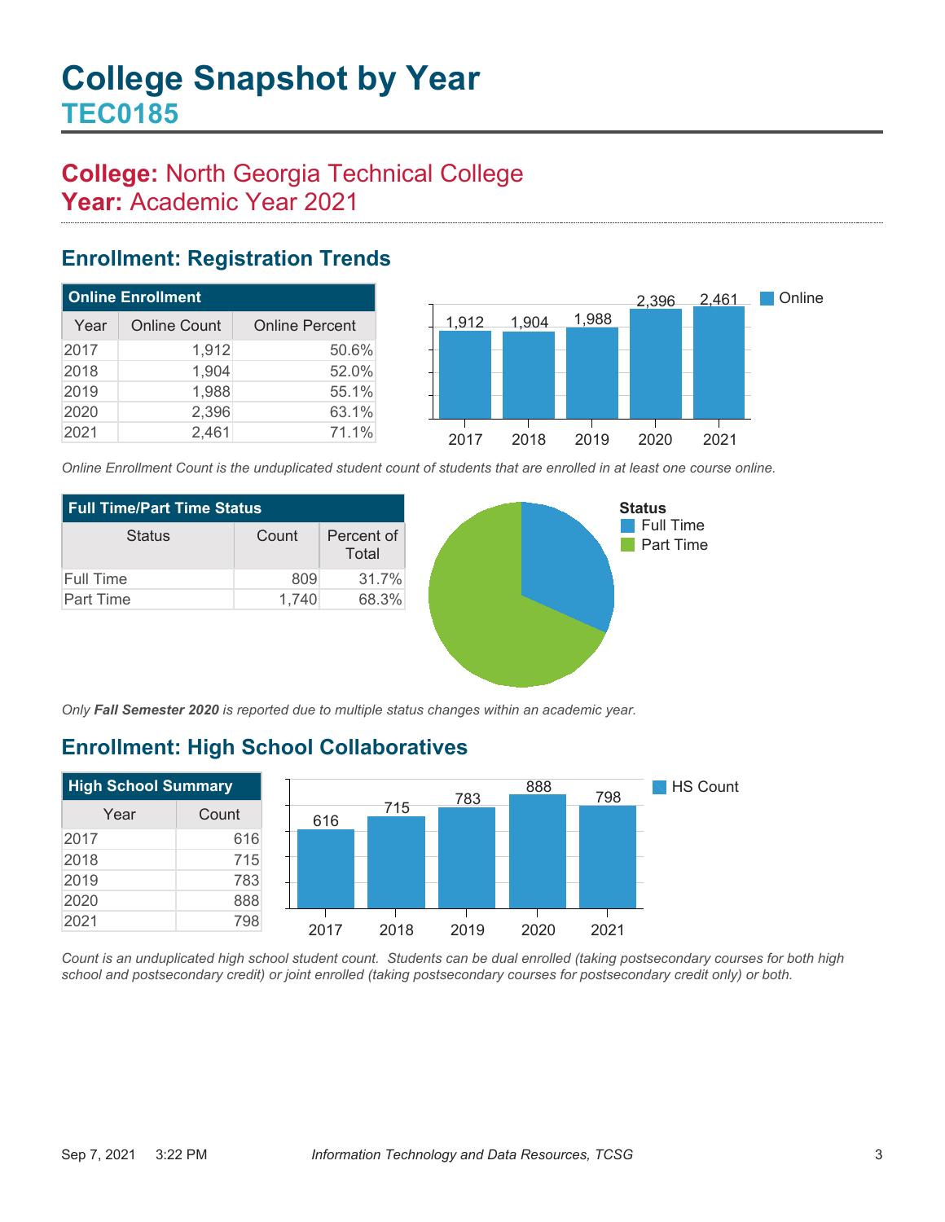# College Snapshot by Year

## TEC0185

## College: North Georgia Technical College
## Year: Academic Year 2021

## Enrollment: Registration Trends

**Online Enrollment**

| Year | Online Count | Online Percent |
|---|---|---|
| 2017 | 1,912 | 50.6% |
| 2018 | 1,904 | 52.0% |
| 2019 | 1,988 | 55.1% |
| 2020 | 2,396 | 63.1% |
| 2021 | 2,461 | 71.1% |

*Online Enrollment Count is the unduplicated student count of students that are enrolled in at least one course online.*

**Full Time/Part Time Status**

| Status | Count | Percent of Total |
|---|---|---|
| Full Time | 809 | 31.7% |
| Part Time | 1,740 | 68.3% |

*Only **Fall Semester 2020** is reported due to multiple status changes within an academic year.*

## Enrollment: High School Collaboratives

**High School Summary**

| Year | Count |
|---|---|
| 2017 | 616 |
| 2018 | 715 |
| 2019 | 783 |
| 2020 | 888 |
| 2021 | 798 |

*Count is an unduplicated high school student count. Students can be dual enrolled (taking postsecondary courses for both high school and postsecondary credit) or joint enrolled (taking postsecondary courses for postsecondary credit only) or both.*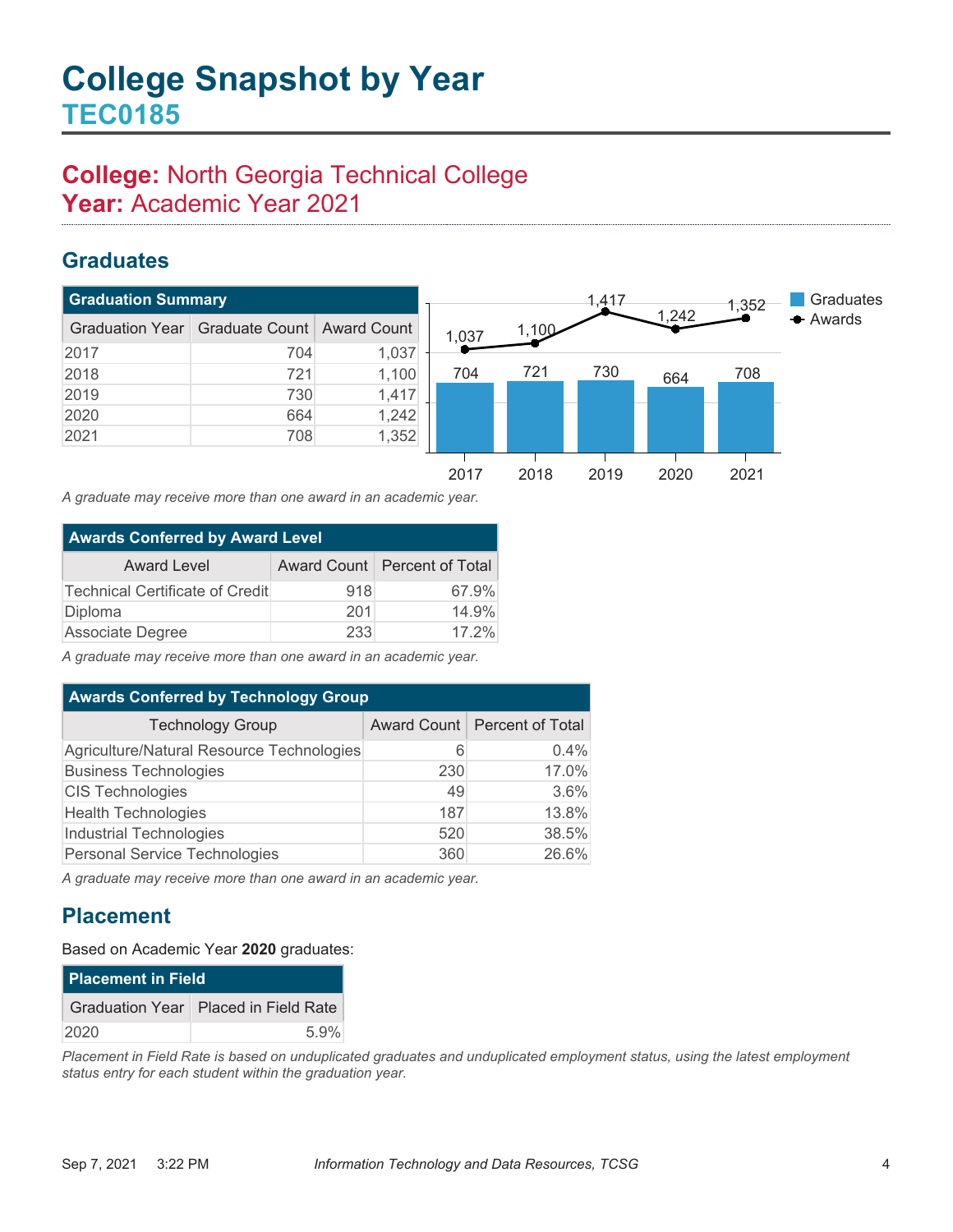# College Snapshot by Year

## TEC0185

**College:** North Georgia Technical College
**Year:** Academic Year 2021

## Graduates

| Graduation Summary | | |
|---|---|---|
| Graduation Year | Graduate Count | Award Count |
| 2017 | 704 | 1,037 |
| 2018 | 721 | 1,100 |
| 2019 | 730 | 1,417 |
| 2020 | 664 | 1,242 |
| 2021 | 708 | 1,352 |

Graduates
Awards

1,037 1,100 1,417 1,242 1,352
704 721 730 664 708
2017 2018 2019 2020 2021

*A graduate may receive more than one award in an academic year.*

| Awards Conferred by Award Level | | |
|---|---|---|
| Award Level | Award Count | Percent of Total |
| Technical Certificate of Credit | 918 | 67.9% |
| Diploma | 201 | 14.9% |
| Associate Degree | 233 | 17.2% |

*A graduate may receive more than one award in an academic year.*

| Awards Conferred by Technology Group | | |
|---|---|---|
| Technology Group | Award Count | Percent of Total |
| Agriculture/Natural Resource Technologies | 6 | 0.4% |
| Business Technologies | 230 | 17.0% |
| CIS Technologies | 49 | 3.6% |
| Health Technologies | 187 | 13.8% |
| Industrial Technologies | 520 | 38.5% |
| Personal Service Technologies | 360 | 26.6% |

*A graduate may receive more than one award in an academic year.*

## Placement

Based on Academic Year **2020** graduates:

| Placement in Field | |
|---|---|
| Graduation Year | Placed in Field Rate |
| 2020 | 5.9% |

*Placement in Field Rate is based on unduplicated graduates and unduplicated employment status, using the latest employment status entry for each student within the graduation year.*